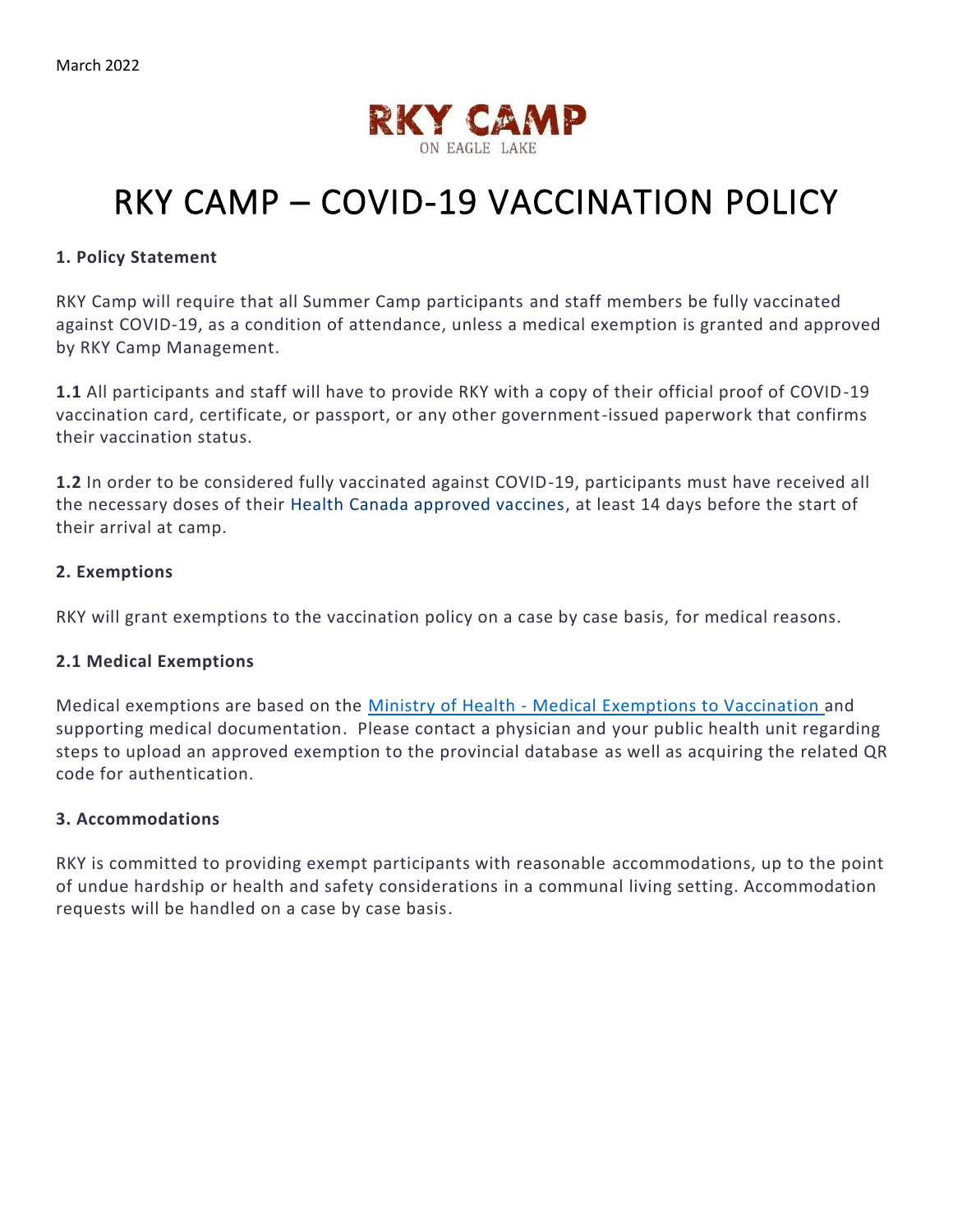March 2022

RKY CAMP
ON EAGLE LAKE

# RKY CAMP – COVID-19 VACCINATION POLICY

**1. Policy Statement**

RKY Camp will require that all Summer Camp participants and staff members be fully vaccinated against COVID-19, as a condition of attendance, unless a medical exemption is granted and approved by RKY Camp Management.

**1.1** All participants and staff will have to provide RKY with a copy of their official proof of COVID-19 vaccination card, certificate, or passport, or any other government-issued paperwork that confirms their vaccination status.

**1.2** In order to be considered fully vaccinated against COVID-19, participants must have received all the necessary doses of their Health Canada approved vaccines, at least 14 days before the start of their arrival at camp.

**2. Exemptions**

RKY will grant exemptions to the vaccination policy on a case by case basis, for medical reasons.

**2.1 Medical Exemptions**

Medical exemptions are based on the Ministry of Health - Medical Exemptions to Vaccination and supporting medical documentation. Please contact a physician and your public health unit regarding steps to upload an approved exemption to the provincial database as well as acquiring the related QR code for authentication.

**3. Accommodations**

RKY is committed to providing exempt participants with reasonable accommodations, up to the point of undue hardship or health and safety considerations in a communal living setting. Accommodation requests will be handled on a case by case basis.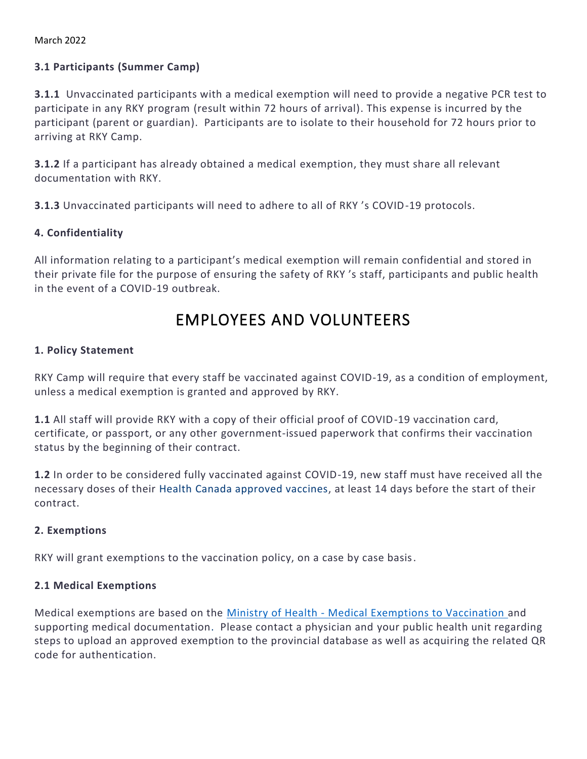March 2022

### 3.1 Participants (Summer Camp)

**3.1.1** Unvaccinated participants with a medical exemption will need to provide a negative PCR test to participate in any RKY program (result within 72 hours of arrival). This expense is incurred by the participant (parent or guardian). Participants are to isolate to their household for 72 hours prior to arriving at RKY Camp.

**3.1.2** If a participant has already obtained a medical exemption, they must share all relevant documentation with RKY.

**3.1.3** Unvaccinated participants will need to adhere to all of RKY 's COVID-19 protocols.

### 4. Confidentiality

All information relating to a participant's medical exemption will remain confidential and stored in their private file for the purpose of ensuring the safety of RKY 's staff, participants and public health in the event of a COVID-19 outbreak.

## EMPLOYEES AND VOLUNTEERS

### 1. Policy Statement

RKY Camp will require that every staff be vaccinated against COVID-19, as a condition of employment, unless a medical exemption is granted and approved by RKY.

**1.1** All staff will provide RKY with a copy of their official proof of COVID-19 vaccination card, certificate, or passport, or any other government-issued paperwork that confirms their vaccination status by the beginning of their contract.

**1.2** In order to be considered fully vaccinated against COVID-19, new staff must have received all the necessary doses of their Health Canada approved vaccines, at least 14 days before the start of their contract.

### 2. Exemptions

RKY will grant exemptions to the vaccination policy, on a case by case basis.

### 2.1 Medical Exemptions

Medical exemptions are based on the Ministry of Health - Medical Exemptions to Vaccination and supporting medical documentation. Please contact a physician and your public health unit regarding steps to upload an approved exemption to the provincial database as well as acquiring the related QR code for authentication.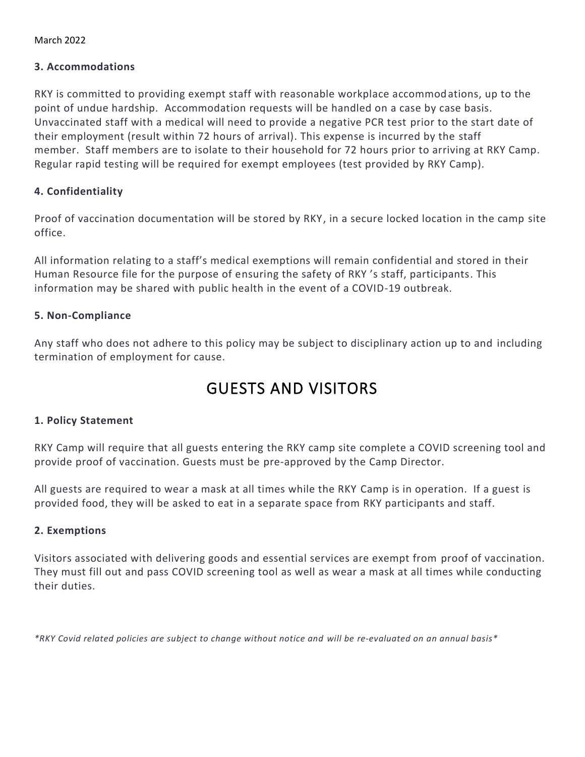March 2022

### 3. Accommodations

RKY is committed to providing exempt staff with reasonable workplace accommodations, up to the point of undue hardship. Accommodation requests will be handled on a case by case basis. Unvaccinated staff with a medical will need to provide a negative PCR test prior to the start date of their employment (result within 72 hours of arrival). This expense is incurred by the staff member. Staff members are to isolate to their household for 72 hours prior to arriving at RKY Camp. Regular rapid testing will be required for exempt employees (test provided by RKY Camp).

### 4. Confidentiality

Proof of vaccination documentation will be stored by RKY, in a secure locked location in the camp site office.

All information relating to a staff's medical exemptions will remain confidential and stored in their Human Resource file for the purpose of ensuring the safety of RKY 's staff, participants. This information may be shared with public health in the event of a COVID-19 outbreak.

### 5. Non-Compliance

Any staff who does not adhere to this policy may be subject to disciplinary action up to and including termination of employment for cause.

## GUESTS AND VISITORS

### 1. Policy Statement

RKY Camp will require that all guests entering the RKY camp site complete a COVID screening tool and provide proof of vaccination. Guests must be pre-approved by the Camp Director.

All guests are required to wear a mask at all times while the RKY Camp is in operation. If a guest is provided food, they will be asked to eat in a separate space from RKY participants and staff.

### 2. Exemptions

Visitors associated with delivering goods and essential services are exempt from proof of vaccination. They must fill out and pass COVID screening tool as well as wear a mask at all times while conducting their duties.

*\*RKY Covid related policies are subject to change without notice and will be re-evaluated on an annual basis\**